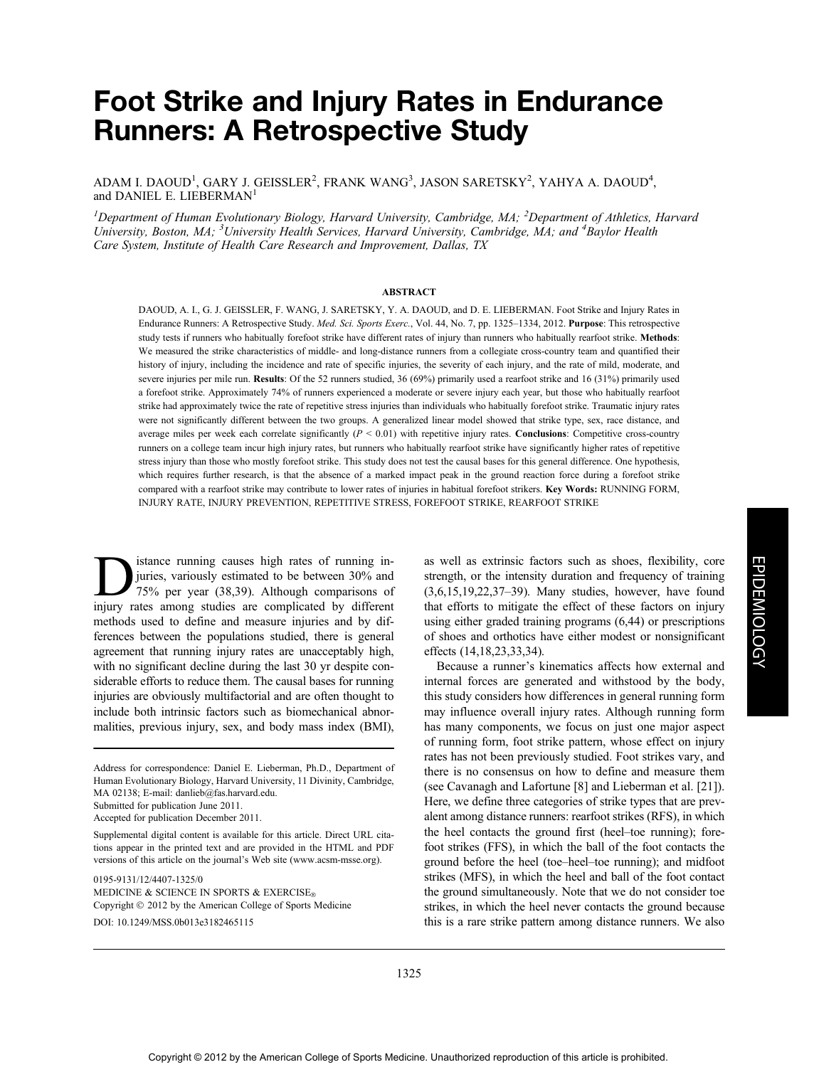# Foot Strike and Injury Rates in Endurance Runners: A Retrospective Study

ADAM I. DAOUD[1], GARY J. GEISSLER[2], FRANK WANG[3], JASON SARETSKY[2], YAHYA A. DAOUD[4], and DANIEL E. LIEBERMAN[1]

[1]*Department of Human Evolutionary Biology, Harvard University, Cambridge, MA;* [2]*Department of Athletics, Harvard University, Boston, MA;* [3]*University Health Services, Harvard University, Cambridge, MA; and* [4]*Baylor Health Care System, Institute of Health Care Research and Improvement, Dallas, TX*

## ABSTRACT

DAOUD, A. I., G. J. GEISSLER, F. WANG, J. SARETSKY, Y. A. DAOUD, and D. E. LIEBERMAN. Foot Strike and Injury Rates in Endurance Runners: A Retrospective Study. *Med. Sci. Sports Exerc.*, Vol. 44, No. 7, pp. 1325–1334, 2012. **Purpose**: This retrospective study tests if runners who habitually forefoot strike have different rates of injury than runners who habitually rearfoot strike. **Methods**: We measured the strike characteristics of middle- and long-distance runners from a collegiate cross-country team and quantified their history of injury, including the incidence and rate of specific injuries, the severity of each injury, and the rate of mild, moderate, and severe injuries per mile run. **Results**: Of the 52 runners studied, 36 (69%) primarily used a rearfoot strike and 16 (31%) primarily used a forefoot strike. Approximately 74% of runners experienced a moderate or severe injury each year, but those who habitually rearfoot strike had approximately twice the rate of repetitive stress injuries than individuals who habitually forefoot strike. Traumatic injury rates were not significantly different between the two groups. A generalized linear model showed that strike type, sex, race distance, and average miles per week each correlate significantly ($P < 0.01$) with repetitive injury rates. **Conclusions**: Competitive cross-country runners on a college team incur high injury rates, but runners who habitually rearfoot strike have significantly higher rates of repetitive stress injury than those who mostly forefoot strike. This study does not test the causal bases for this general difference. One hypothesis, which requires further research, is that the absence of a marked impact peak in the ground reaction force during a forefoot strike compared with a rearfoot strike may contribute to lower rates of injuries in habitual forefoot strikers. **Key Words:** RUNNING FORM, INJURY RATE, INJURY PREVENTION, REPETITIVE STRESS, FOREFOOT STRIKE, REARFOOT STRIKE

Distance running causes high rates of running injuries, variously estimated to be between 30% and 75% per year (38,39). Although comparisons of injury rates among studies are complicated by different methods used to define and measure injuries and by differences between the populations studied, there is general agreement that running injury rates are unacceptably high, with no significant decline during the last 30 yr despite considerable efforts to reduce them. The causal bases for running injuries are obviously multifactorial and are often thought to include both intrinsic factors such as biomechanical abnormalities, previous injury, sex, and body mass index (BMI), as well as extrinsic factors such as shoes, flexibility, core strength, or the intensity duration and frequency of training (3,6,15,19,22,37–39). Many studies, however, have found that efforts to mitigate the effect of these factors on injury using either graded training programs (6,44) or prescriptions of shoes and orthotics have either modest or nonsignificant effects (14,18,23,33,34).

Because a runner's kinematics affects how external and internal forces are generated and withstood by the body, this study considers how differences in general running form may influence overall injury rates. Although running form has many components, we focus on just one major aspect of running form, foot strike pattern, whose effect on injury rates has not been previously studied. Foot strikes vary, and there is no consensus on how to define and measure them (see Cavanagh and Lafortune [8] and Lieberman et al. [21]). Here, we define three categories of strike types that are prevalent among distance runners: rearfoot strikes (RFS), in which the heel contacts the ground first (heel–toe running); forefoot strikes (FFS), in which the ball of the foot contacts the ground before the heel (toe–heel–toe running); and midfoot strikes (MFS), in which the heel and ball of the foot contact the ground simultaneously. Note that we do not consider toe strikes, in which the heel never contacts the ground because this is a rare strike pattern among distance runners. We also

Address for correspondence: Daniel E. Lieberman, Ph.D., Department of Human Evolutionary Biology, Harvard University, 11 Divinity, Cambridge, MA 02138; E-mail: danlieb@fas.harvard.edu.
Submitted for publication June 2011.
Accepted for publication December 2011.

Supplemental digital content is available for this article. Direct URL citations appear in the printed text and are provided in the HTML and PDF versions of this article on the journal's Web site (www.acsm-msse.org).

0195-9131/12/4407-1325/0
MEDICINE & SCIENCE IN SPORTS & EXERCISE®
Copyright © 2012 by the American College of Sports Medicine
DOI: 10.1249/MSS.0b013e3182465115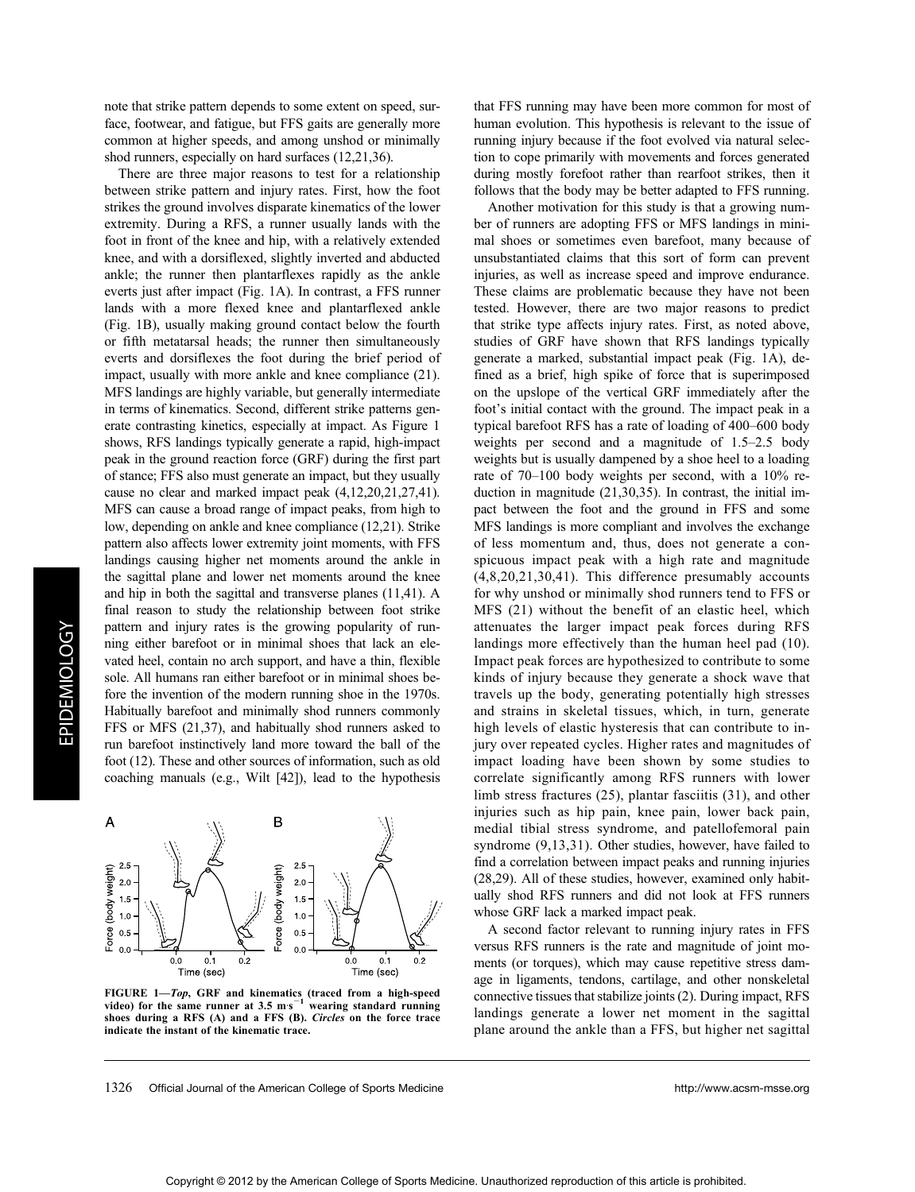note that strike pattern depends to some extent on speed, surface, footwear, and fatigue, but FFS gaits are generally more common at higher speeds, and among unshod or minimally shod runners, especially on hard surfaces (12,21,36).

There are three major reasons to test for a relationship between strike pattern and injury rates. First, how the foot strikes the ground involves disparate kinematics of the lower extremity. During a RFS, a runner usually lands with the foot in front of the knee and hip, with a relatively extended knee, and with a dorsiflexed, slightly inverted and abducted ankle; the runner then plantarflexes rapidly as the ankle everts just after impact (Fig. 1A). In contrast, a FFS runner lands with a more flexed knee and plantarflexed ankle (Fig. 1B), usually making ground contact below the fourth or fifth metatarsal heads; the runner then simultaneously everts and dorsiflexes the foot during the brief period of impact, usually with more ankle and knee compliance (21). MFS landings are highly variable, but generally intermediate in terms of kinematics. Second, different strike patterns generate contrasting kinetics, especially at impact. As Figure 1 shows, RFS landings typically generate a rapid, high-impact peak in the ground reaction force (GRF) during the first part of stance; FFS also must generate an impact, but they usually cause no clear and marked impact peak (4,12,20,21,27,41). MFS can cause a broad range of impact peaks, from high to low, depending on ankle and knee compliance (12,21). Strike pattern also affects lower extremity joint moments, with FFS landings causing higher net moments around the ankle in the sagittal plane and lower net moments around the knee and hip in both the sagittal and transverse planes (11,41). A final reason to study the relationship between foot strike pattern and injury rates is the growing popularity of running either barefoot or in minimal shoes that lack an elevated heel, contain no arch support, and have a thin, flexible sole. All humans ran either barefoot or in minimal shoes before the invention of the modern running shoe in the 1970s. Habitually barefoot and minimally shod runners commonly FFS or MFS (21,37), and habitually shod runners asked to run barefoot instinctively land more toward the ball of the foot (12). These and other sources of information, such as old coaching manuals (e.g., Wilt [42]), lead to the hypothesis that FFS running may have been more common for most of human evolution. This hypothesis is relevant to the issue of running injury because if the foot evolved via natural selection to cope primarily with movements and forces generated during mostly forefoot rather than rearfoot strikes, then it follows that the body may be better adapted to FFS running.

FIGURE 1—*Top*, GRF and kinematics (traced from a high-speed video) for the same runner at 3.5 m·s$^{-1}$ wearing standard running shoes during a RFS (A) and a FFS (B). *Circles* on the force trace indicate the instant of the kinematic trace.

Another motivation for this study is that a growing number of runners are adopting FFS or MFS landings in minimal shoes or sometimes even barefoot, many because of unsubstantiated claims that this sort of form can prevent injuries, as well as increase speed and improve endurance. These claims are problematic because they have not been tested. However, there are two major reasons to predict that strike type affects injury rates. First, as noted above, studies of GRF have shown that RFS landings typically generate a marked, substantial impact peak (Fig. 1A), defined as a brief, high spike of force that is superimposed on the upslope of the vertical GRF immediately after the foot's initial contact with the ground. The impact peak in a typical barefoot RFS has a rate of loading of 400–600 body weights per second and a magnitude of 1.5–2.5 body weights but is usually dampened by a shoe heel to a loading rate of 70–100 body weights per second, with a 10% reduction in magnitude (21,30,35). In contrast, the initial impact between the foot and the ground in FFS and some MFS landings is more compliant and involves the exchange of less momentum and, thus, does not generate a conspicuous impact peak with a high rate and magnitude (4,8,20,21,30,41). This difference presumably accounts for why unshod or minimally shod runners tend to FFS or MFS (21) without the benefit of an elastic heel, which attenuates the larger impact peak forces during RFS landings more effectively than the human heel pad (10). Impact peak forces are hypothesized to contribute to some kinds of injury because they generate a shock wave that travels up the body, generating potentially high stresses and strains in skeletal tissues, which, in turn, generate high levels of elastic hysteresis that can contribute to injury over repeated cycles. Higher rates and magnitudes of impact loading have been shown by some studies to correlate significantly among RFS runners with lower limb stress fractures (25), plantar fasciitis (31), and other injuries such as hip pain, knee pain, lower back pain, medial tibial stress syndrome, and patellofemoral pain syndrome (9,13,31). Other studies, however, have failed to find a correlation between impact peaks and running injuries (28,29). All of these studies, however, examined only habitually shod RFS runners and did not look at FFS runners whose GRF lack a marked impact peak.

A second factor relevant to running injury rates in FFS versus RFS runners is the rate and magnitude of joint moments (or torques), which may cause repetitive stress damage in ligaments, tendons, cartilage, and other nonskeletal connective tissues that stabilize joints (2). During impact, RFS landings generate a lower net moment in the sagittal plane around the ankle than a FFS, but higher net sagittal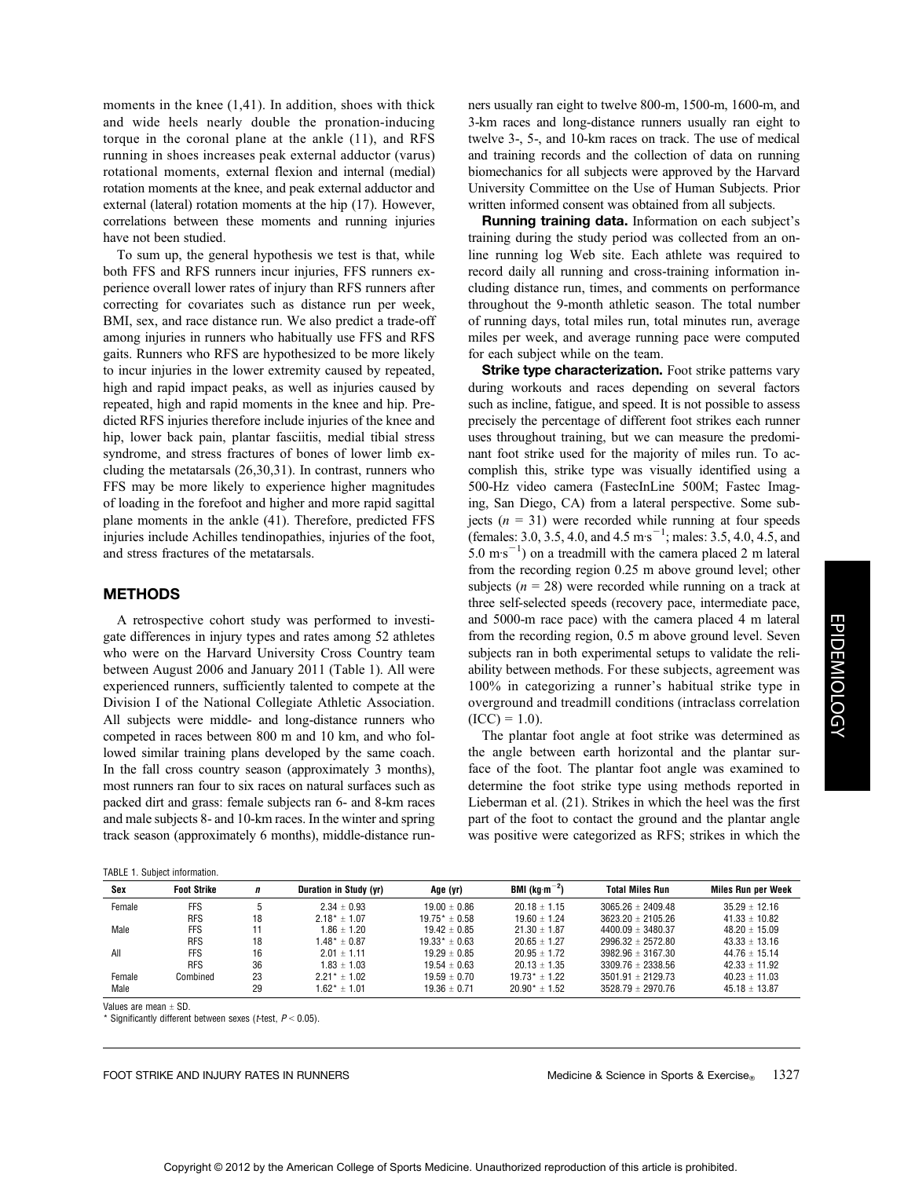moments in the knee (1,41). In addition, shoes with thick and wide heels nearly double the pronation-inducing torque in the coronal plane at the ankle (11), and RFS running in shoes increases peak external adductor (varus) rotational moments, external flexion and internal (medial) rotation moments at the knee, and peak external adductor and external (lateral) rotation moments at the hip (17). However, correlations between these moments and running injuries have not been studied.

To sum up, the general hypothesis we test is that, while both FFS and RFS runners incur injuries, FFS runners experience overall lower rates of injury than RFS runners after correcting for covariates such as distance run per week, BMI, sex, and race distance run. We also predict a trade-off among injuries in runners who habitually use FFS and RFS gaits. Runners who RFS are hypothesized to be more likely to incur injuries in the lower extremity caused by repeated, high and rapid impact peaks, as well as injuries caused by repeated, high and rapid moments in the knee and hip. Predicted RFS injuries therefore include injuries of the knee and hip, lower back pain, plantar fasciitis, medial tibial stress syndrome, and stress fractures of bones of lower limb excluding the metatarsals (26,30,31). In contrast, runners who FFS may be more likely to experience higher magnitudes of loading in the forefoot and higher and more rapid sagittal plane moments in the ankle (41). Therefore, predicted FFS injuries include Achilles tendinopathies, injuries of the foot, and stress fractures of the metatarsals.

## METHODS

A retrospective cohort study was performed to investigate differences in injury types and rates among 52 athletes who were on the Harvard University Cross Country team between August 2006 and January 2011 (Table 1). All were experienced runners, sufficiently talented to compete at the Division I of the National Collegiate Athletic Association. All subjects were middle- and long-distance runners who competed in races between 800 m and 10 km, and who followed similar training plans developed by the same coach. In the fall cross country season (approximately 3 months), most runners ran four to six races on natural surfaces such as packed dirt and grass: female subjects ran 6- and 8-km races and male subjects 8- and 10-km races. In the winter and spring track season (approximately 6 months), middle-distance runners usually ran eight to twelve 800-m, 1500-m, 1600-m, and 3-km races and long-distance runners usually ran eight to twelve 3-, 5-, and 10-km races on track. The use of medical and training records and the collection of data on running biomechanics for all subjects were approved by the Harvard University Committee on the Use of Human Subjects. Prior written informed consent was obtained from all subjects.

**Running training data.** Information on each subject's training during the study period was collected from an online running log Web site. Each athlete was required to record daily all running and cross-training information including distance run, times, and comments on performance throughout the 9-month athletic season. The total number of running days, total miles run, total minutes run, average miles per week, and average running pace were computed for each subject while on the team.

**Strike type characterization.** Foot strike patterns vary during workouts and races depending on several factors such as incline, fatigue, and speed. It is not possible to assess precisely the percentage of different foot strikes each runner uses throughout training, but we can measure the predominant foot strike used for the majority of miles run. To accomplish this, strike type was visually identified using a 500-Hz video camera (FastecInLine 500M; Fastec Imaging, San Diego, CA) from a lateral perspective. Some subjects ($n$ = 31) were recorded while running at four speeds (females: 3.0, 3.5, 4.0, and 4.5 $m \cdot s^{-1}$; males: 3.5, 4.0, 4.5, and 5.0 $m \cdot s^{-1}$) on a treadmill with the camera placed 2 m lateral from the recording region 0.25 m above ground level; other subjects ($n$ = 28) were recorded while running on a track at three self-selected speeds (recovery pace, intermediate pace, and 5000-m race pace) with the camera placed 4 m lateral from the recording region, 0.5 m above ground level. Seven subjects ran in both experimental setups to validate the reliability between methods. For these subjects, agreement was 100% in categorizing a runner's habitual strike type in overground and treadmill conditions (intraclass correlation (ICC) = 1.0).

The plantar foot angle at foot strike was determined as the angle between earth horizontal and the plantar surface of the foot. The plantar foot angle was examined to determine the foot strike type using methods reported in Lieberman et al. (21). Strikes in which the heel was the first part of the foot to contact the ground and the plantar angle was positive were categorized as RFS; strikes in which the

TABLE 1. Subject information.

| Sex | Foot Strike | $n$ | Duration in Study (yr) | Age (yr) | BMI ($kg \cdot m^{-2}$) | Total Miles Run | Miles Run per Week |
|---|---|---|---|---|---|---|---|
| Female | FFS | 5 | 2.34 ± 0.93 | 19.00 ± 0.86 | 20.18 ± 1.15 | 3065.26 ± 2409.48 | 35.29 ± 12.16 |
| | RFS | 18 | 2.18* ± 1.07 | 19.75* ± 0.58 | 19.60 ± 1.24 | 3623.20 ± 2105.26 | 41.33 ± 10.82 |
| Male | FFS | 11 | 1.86 ± 1.20 | 19.42 ± 0.85 | 21.30 ± 1.87 | 4400.09 ± 3480.37 | 48.20 ± 15.09 |
| | RFS | 18 | 1.48* ± 0.87 | 19.33* ± 0.63 | 20.65 ± 1.27 | 2996.32 ± 2572.80 | 43.33 ± 13.16 |
| All | FFS | 16 | 2.01 ± 1.11 | 19.29 ± 0.85 | 20.95 ± 1.72 | 3982.96 ± 3167.30 | 44.76 ± 15.14 |
| | RFS | 36 | 1.83 ± 1.03 | 19.54 ± 0.63 | 20.13 ± 1.35 | 3309.76 ± 2338.56 | 42.33 ± 11.92 |
| Female | Combined | 23 | 2.21* ± 1.02 | 19.59 ± 0.70 | 19.73* ± 1.22 | 3501.91 ± 2129.73 | 40.23 ± 11.03 |
| Male | | 29 | 1.62* ± 1.01 | 19.36 ± 0.71 | 20.90* ± 1.52 | 3528.79 ± 2970.76 | 45.18 ± 13.87 |

Values are mean ± SD.

\* Significantly different between sexes ($t$-test, $P < 0.05$).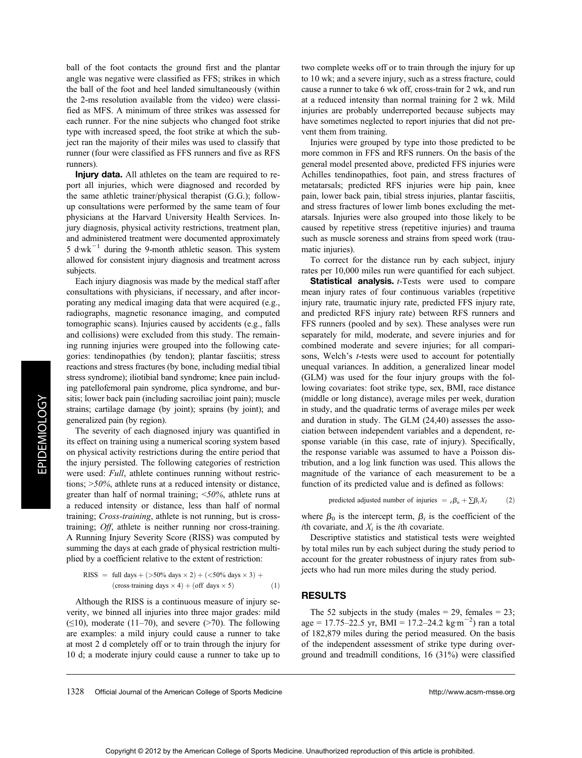ball of the foot contacts the ground first and the plantar angle was negative were classified as FFS; strikes in which the ball of the foot and heel landed simultaneously (within the 2-ms resolution available from the video) were classified as MFS. A minimum of three strikes was assessed for each runner. For the nine subjects who changed foot strike type with increased speed, the foot strike at which the subject ran the majority of their miles was used to classify that runner (four were classified as FFS runners and five as RFS runners).

**Injury data.** All athletes on the team are required to report all injuries, which were diagnosed and recorded by the same athletic trainer/physical therapist (G.G.); follow-up consultations were performed by the same team of four physicians at the Harvard University Health Services. Injury diagnosis, physical activity restrictions, treatment plan, and administered treatment were documented approximately 5 $d \cdot wk^{-1}$ during the 9-month athletic season. This system allowed for consistent injury diagnosis and treatment across subjects.

Each injury diagnosis was made by the medical staff after consultations with physicians, if necessary, and after incorporating any medical imaging data that were acquired (e.g., radiographs, magnetic resonance imaging, and computed tomographic scans). Injuries caused by accidents (e.g., falls and collisions) were excluded from this study. The remaining running injuries were grouped into the following categories: tendinopathies (by tendon); plantar fasciitis; stress reactions and stress fractures (by bone, including medial tibial stress syndrome); iliotibial band syndrome; knee pain including patellofemoral pain syndrome, plica syndrome, and bursitis; lower back pain (including sacroiliac joint pain); muscle strains; cartilage damage (by joint); sprains (by joint); and generalized pain (by region).

The severity of each diagnosed injury was quantified in its effect on training using a numerical scoring system based on physical activity restrictions during the entire period that the injury persisted. The following categories of restriction were used: *Full*, athlete continues running without restrictions; *>50%*, athlete runs at a reduced intensity or distance, greater than half of normal training; *<50%*, athlete runs at a reduced intensity or distance, less than half of normal training; *Cross-training*, athlete is not running, but is cross-training; *Off*, athlete is neither running nor cross-training. A Running Injury Severity Score (RISS) was computed by summing the days at each grade of physical restriction multiplied by a coefficient relative to the extent of restriction:

$$\text{RISS} = \text{full days} + (>50\% \text{ days} \times 2) + (<50\% \text{ days} \times 3) + (\text{cross-training days} \times 4) + (\text{off days} \times 5) \qquad (1)$$

Although the RISS is a continuous measure of injury severity, we binned all injuries into three major grades: mild ($\leq$10), moderate (11–70), and severe (>70). The following are examples: a mild injury could cause a runner to take at most 2 d completely off or to train through the injury for 10 d; a moderate injury could cause a runner to take up to two complete weeks off or to train through the injury for up to 10 wk; and a severe injury, such as a stress fracture, could cause a runner to take 6 wk off, cross-train for 2 wk, and run at a reduced intensity than normal training for 2 wk. Mild injuries are probably underreported because subjects may have sometimes neglected to report injuries that did not prevent them from training.

Injuries were grouped by type into those predicted to be more common in FFS and RFS runners. On the basis of the general model presented above, predicted FFS injuries were Achilles tendinopathies, foot pain, and stress fractures of metatarsals; predicted RFS injuries were hip pain, knee pain, lower back pain, tibial stress injuries, plantar fasciitis, and stress fractures of lower limb bones excluding the metatarsals. Injuries were also grouped into those likely to be caused by repetitive stress (repetitive injuries) and trauma such as muscle soreness and strains from speed work (traumatic injuries).

To correct for the distance run by each subject, injury rates per 10,000 miles run were quantified for each subject.

**Statistical analysis.** *t*-Tests were used to compare mean injury rates of four continuous variables (repetitive injury rate, traumatic injury rate, predicted FFS injury rate, and predicted RFS injury rate) between RFS runners and FFS runners (pooled and by sex). These analyses were run separately for mild, moderate, and severe injuries and for combined moderate and severe injuries; for all comparisons, Welch's *t*-tests were used to account for potentially unequal variances. In addition, a generalized linear model (GLM) was used for the four injury groups with the following covariates: foot strike type, sex, BMI, race distance (middle or long distance), average miles per week, duration in study, and the quadratic terms of average miles per week and duration in study. The GLM (24,40) assesses the association between independent variables and a dependent, response variable (in this case, rate of injury). Specifically, the response variable was assumed to have a Poisson distribution, and a log link function was used. This allows the magnitude of the variance of each measurement to be a function of its predicted value and is defined as follows:

$$\text{predicted adjusted number of injuries} = e^{\beta_0 + \sum \beta_i X_I} \qquad (2)$$

where $\beta_0$ is the intercept term, $\beta_i$ is the coefficient of the $i$th covariate, and $X_i$ is the $i$th covariate.

Descriptive statistics and statistical tests were weighted by total miles run by each subject during the study period to account for the greater robustness of injury rates from subjects who had run more miles during the study period.

## RESULTS

The 52 subjects in the study (males = 29, females = 23; age = 17.75–22.5 yr, BMI = 17.2–24.2 $kg \cdot m^{-2}$) ran a total of 182,879 miles during the period measured. On the basis of the independent assessment of strike type during overground and treadmill conditions, 16 (31%) were classified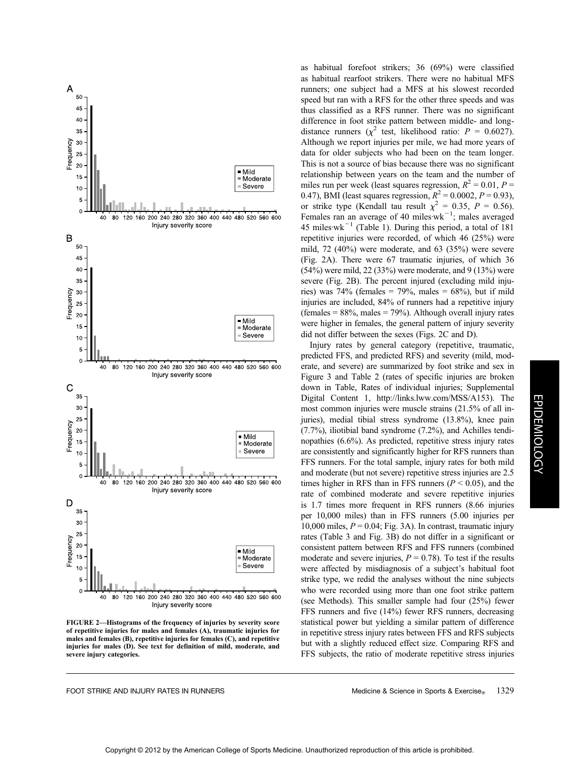FIGURE 2—Histograms of the frequency of injuries by severity score of repetitive injuries for males and females (A), traumatic injuries for males and females (B), repetitive injuries for females (C), and repetitive injuries for males (D). See text for definition of mild, moderate, and severe injury categories.

as habitual forefoot strikers; 36 (69%) were classified as habitual rearfoot strikers. There were no habitual MFS runners; one subject had a MFS at his slowest recorded speed but ran with a RFS for the other three speeds and was thus classified as a RFS runner. There was no significant difference in foot strike pattern between middle- and long-distance runners ($\chi^2$ test, likelihood ratio: $P$ = 0.6027). Although we report injuries per mile, we had more years of data for older subjects who had been on the team longer. This is not a source of bias because there was no significant relationship between years on the team and the number of miles run per week (least squares regression, $R^2$ = 0.01, $P$ = 0.47), BMI (least squares regression, $R^2$ = 0.0002, $P$ = 0.93), or strike type (Kendall tau result $\chi^2$ = 0.35, $P$ = 0.56). Females ran an average of 40 miles·wk$^{-1}$; males averaged 45 miles·wk$^{-1}$ (Table 1). During this period, a total of 181 repetitive injuries were recorded, of which 46 (25%) were mild, 72 (40%) were moderate, and 63 (35%) were severe (Fig. 2A). There were 67 traumatic injuries, of which 36 (54%) were mild, 22 (33%) were moderate, and 9 (13%) were severe (Fig. 2B). The percent injured (excluding mild injuries) was 74% (females = 79%, males = 68%), but if mild injuries are included, 84% of runners had a repetitive injury (females = 88%, males = 79%). Although overall injury rates were higher in females, the general pattern of injury severity did not differ between the sexes (Figs. 2C and D).

Injury rates by general category (repetitive, traumatic, predicted FFS, and predicted RFS) and severity (mild, moderate, and severe) are summarized by foot strike and sex in Figure 3 and Table 2 (rates of specific injuries are broken down in Table, Rates of individual injuries; Supplemental Digital Content 1, http://links.lww.com/MSS/A153). The most common injuries were muscle strains (21.5% of all injuries), medial tibial stress syndrome (13.8%), knee pain (7.7%), iliotibial band syndrome (7.2%), and Achilles tendinopathies (6.6%). As predicted, repetitive stress injury rates are consistently and significantly higher for RFS runners than FFS runners. For the total sample, injury rates for both mild and moderate (but not severe) repetitive stress injuries are 2.5 times higher in RFS than in FFS runners ($P$ < 0.05), and the rate of combined moderate and severe repetitive injuries is 1.7 times more frequent in RFS runners (8.66 injuries per 10,000 miles) than in FFS runners (5.00 injuries per 10,000 miles, $P$ = 0.04; Fig. 3A). In contrast, traumatic injury rates (Table 3 and Fig. 3B) do not differ in a significant or consistent pattern between RFS and FFS runners (combined moderate and severe injuries, $P$ = 0.78). To test if the results were affected by misdiagnosis of a subject's habitual foot strike type, we redid the analyses without the nine subjects who were recorded using more than one foot strike pattern (see Methods). This smaller sample had four (25%) fewer FFS runners and five (14%) fewer RFS runners, decreasing statistical power but yielding a similar pattern of difference in repetitive stress injury rates between FFS and RFS subjects but with a slightly reduced effect size. Comparing RFS and FFS subjects, the ratio of moderate repetitive stress injuries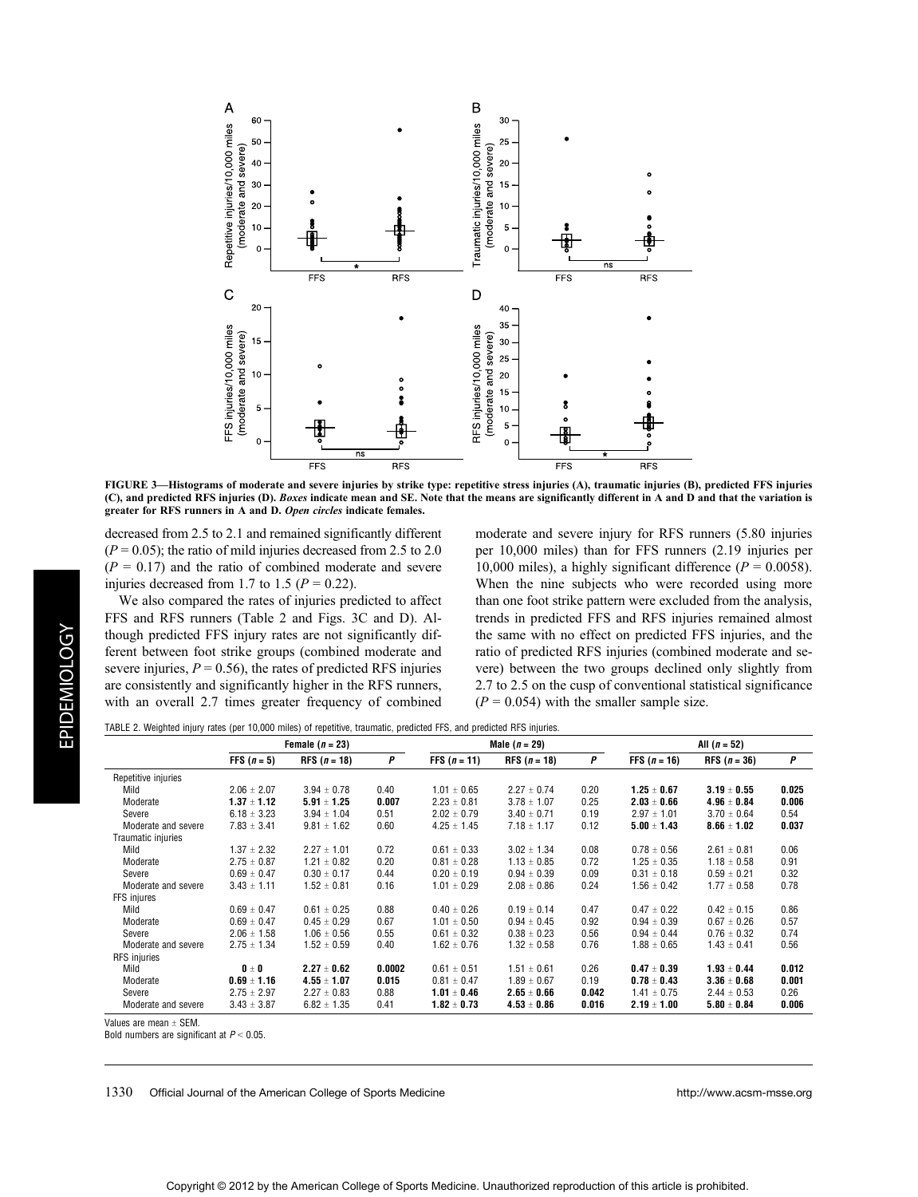FIGURE 3—Histograms of moderate and severe injuries by strike type: repetitive stress injuries (A), traumatic injuries (B), predicted FFS injuries (C), and predicted RFS injuries (D). *Boxes* indicate mean and SE. Note that the means are significantly different in A and D and that the variation is greater for RFS runners in A and D. *Open circles* indicate females.

decreased from 2.5 to 2.1 and remained significantly different ($P = 0.05$); the ratio of mild injuries decreased from 2.5 to 2.0 ($P = 0.17$) and the ratio of combined moderate and severe injuries decreased from 1.7 to 1.5 ($P = 0.22$).

We also compared the rates of injuries predicted to affect FFS and RFS runners (Table 2 and Figs. 3C and D). Although predicted FFS injury rates are not significantly different between foot strike groups (combined moderate and severe injuries, $P = 0.56$), the rates of predicted RFS injuries are consistently and significantly higher in the RFS runners, with an overall 2.7 times greater frequency of combined moderate and severe injury for RFS runners (5.80 injuries per 10,000 miles) than for FFS runners (2.19 injuries per 10,000 miles), a highly significant difference ($P = 0.0058$). When the nine subjects who were recorded using more than one foot strike pattern were excluded from the analysis, trends in predicted FFS and RFS injuries remained almost the same with no effect on predicted FFS injuries, and the ratio of predicted RFS injuries (combined moderate and severe) between the two groups declined only slightly from 2.7 to 2.5 on the cusp of conventional statistical significance ($P = 0.054$) with the smaller sample size.

TABLE 2. Weighted injury rates (per 10,000 miles) of repetitive, traumatic, predicted FFS, and predicted RFS injuries.

| | Female ($n$ = 23) | | | Male ($n$ = 29) | | | All ($n$ = 52) | | |
|---|---|---|---|---|---|---|---|---|---|
| | FFS ($n$ = 5) | RFS ($n$ = 18) | *P* | FFS ($n$ = 11) | RFS ($n$ = 18) | *P* | FFS ($n$ = 16) | RFS ($n$ = 36) | *P* |
| Repetitive injuries | | | | | | | | | |
| Mild | 2.06 ± 2.07 | 3.94 ± 0.78 | 0.40 | 1.01 ± 0.65 | 2.27 ± 0.74 | 0.20 | **1.25 ± 0.67** | **3.19 ± 0.55** | **0.025** |
| Moderate | **1.37 ± 1.12** | **5.91 ± 1.25** | **0.007** | 2.23 ± 0.81 | 3.78 ± 1.07 | 0.25 | **2.03 ± 0.66** | **4.96 ± 0.84** | **0.006** |
| Severe | 6.18 ± 3.23 | 3.94 ± 1.04 | 0.51 | 2.02 ± 0.79 | 3.40 ± 0.71 | 0.19 | 2.97 ± 1.01 | 3.70 ± 0.64 | 0.54 |
| Moderate and severe | 7.83 ± 3.41 | 9.81 ± 1.62 | 0.60 | 4.25 ± 1.45 | 7.18 ± 1.17 | 0.12 | **5.00 ± 1.43** | **8.66 ± 1.02** | **0.037** |
| Traumatic injuries | | | | | | | | | |
| Mild | 1.37 ± 2.32 | 2.27 ± 1.01 | 0.72 | 0.61 ± 0.33 | 3.02 ± 1.34 | 0.08 | 0.78 ± 0.56 | 2.61 ± 0.81 | 0.06 |
| Moderate | 2.75 ± 0.87 | 1.21 ± 0.82 | 0.20 | 0.81 ± 0.28 | 1.13 ± 0.85 | 0.72 | 1.25 ± 0.35 | 1.18 ± 0.58 | 0.91 |
| Severe | 0.69 ± 0.47 | 0.30 ± 0.17 | 0.44 | 0.20 ± 0.19 | 0.94 ± 0.39 | 0.09 | 0.31 ± 0.18 | 0.59 ± 0.21 | 0.32 |
| Moderate and severe | 3.43 ± 1.11 | 1.52 ± 0.81 | 0.16 | 1.01 ± 0.29 | 2.08 ± 0.86 | 0.24 | 1.56 ± 0.42 | 1.77 ± 0.58 | 0.78 |
| FFS injures | | | | | | | | | |
| Mild | 0.69 ± 0.47 | 0.61 ± 0.25 | 0.88 | 0.40 ± 0.26 | 0.19 ± 0.14 | 0.47 | 0.47 ± 0.22 | 0.42 ± 0.15 | 0.86 |
| Moderate | 0.69 ± 0.47 | 0.45 ± 0.29 | 0.67 | 1.01 ± 0.50 | 0.94 ± 0.45 | 0.92 | 0.94 ± 0.39 | 0.67 ± 0.26 | 0.57 |
| Severe | 2.06 ± 1.58 | 1.06 ± 0.56 | 0.55 | 0.61 ± 0.32 | 0.38 ± 0.23 | 0.56 | 0.94 ± 0.44 | 0.76 ± 0.32 | 0.74 |
| Moderate and severe | 2.75 ± 1.34 | 1.52 ± 0.59 | 0.40 | 1.62 ± 0.76 | 1.32 ± 0.58 | 0.76 | 1.88 ± 0.65 | 1.43 ± 0.41 | 0.56 |
| RFS injuries | | | | | | | | | |
| Mild | **0 ± 0** | **2.27 ± 0.62** | **0.0002** | 0.61 ± 0.51 | 1.51 ± 0.61 | 0.26 | **0.47 ± 0.39** | **1.93 ± 0.44** | **0.012** |
| Moderate | **0.69 ± 1.16** | **4.55 ± 1.07** | **0.015** | 0.81 ± 0.47 | 1.89 ± 0.67 | 0.19 | **0.78 ± 0.43** | **3.36 ± 0.68** | **0.001** |
| Severe | 2.75 ± 2.97 | 2.27 ± 0.83 | 0.88 | **1.01 ± 0.46** | **2.65 ± 0.66** | **0.042** | 1.41 ± 0.75 | 2.44 ± 0.53 | 0.26 |
| Moderate and severe | 3.43 ± 3.87 | 6.82 ± 1.35 | 0.41 | **1.82 ± 0.73** | **4.53 ± 0.86** | **0.016** | **2.19 ± 1.00** | **5.80 ± 0.84** | **0.006** |

Values are mean ± SEM.
Bold numbers are significant at $P < 0.05$.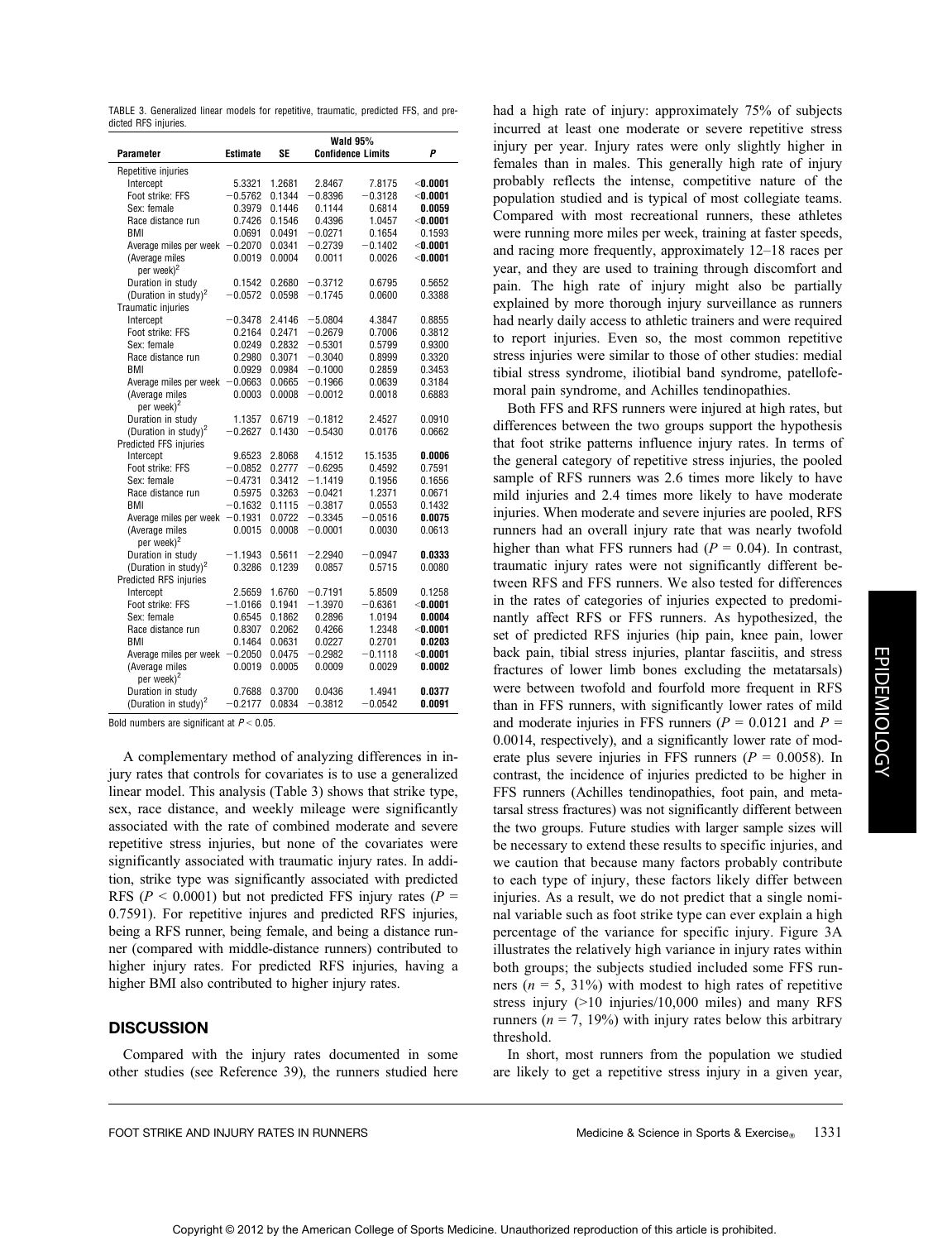TABLE 3. Generalized linear models for repetitive, traumatic, predicted FFS, and predicted RFS injuries.

| Parameter | Estimate | SE | Wald 95% Confidence Limits | | P |
|---|---|---|---|---|---|
| Repetitive injuries | | | | | |
| Intercept | 5.3321 | 1.2681 | 2.8467 | 7.8175 | **<0.0001** |
| Foot strike: FFS | −0.5762 | 0.1344 | −0.8396 | −0.3128 | **<0.0001** |
| Sex: female | 0.3979 | 0.1446 | 0.1144 | 0.6814 | **0.0059** |
| Race distance run | 0.7426 | 0.1546 | 0.4396 | 1.0457 | **<0.0001** |
| BMI | 0.0691 | 0.0491 | −0.0271 | 0.1654 | 0.1593 |
| Average miles per week | −0.2070 | 0.0341 | −0.2739 | −0.1402 | **<0.0001** |
| (Average miles per week)$^2$ | 0.0019 | 0.0004 | 0.0011 | 0.0026 | **<0.0001** |
| Duration in study | 0.1542 | 0.2680 | −0.3712 | 0.6795 | 0.5652 |
| (Duration in study)$^2$ | −0.0572 | 0.0598 | −0.1745 | 0.0600 | 0.3388 |
| Traumatic injuries | | | | | |
| Intercept | −0.3478 | 2.4146 | −5.0804 | 4.3847 | 0.8855 |
| Foot strike: FFS | 0.2164 | 0.2471 | −0.2679 | 0.7006 | 0.3812 |
| Sex: female | 0.0249 | 0.2832 | −0.5301 | 0.5799 | 0.9300 |
| Race distance run | 0.2980 | 0.3071 | −0.3040 | 0.8999 | 0.3320 |
| BMI | 0.0929 | 0.0984 | −0.1000 | 0.2859 | 0.3453 |
| Average miles per week | −0.0663 | 0.0665 | −0.1966 | 0.0639 | 0.3184 |
| (Average miles per week)$^2$ | 0.0003 | 0.0008 | −0.0012 | 0.0018 | 0.6883 |
| Duration in study | 1.1357 | 0.6719 | −0.1812 | 2.4527 | 0.0910 |
| (Duration in study)$^2$ | −0.2627 | 0.1430 | −0.5430 | 0.0176 | 0.0662 |
| Predicted FFS injuries | | | | | |
| Intercept | 9.6523 | 2.8068 | 4.1512 | 15.1535 | **0.0006** |
| Foot strike: FFS | −0.0852 | 0.2777 | −0.6295 | 0.4592 | 0.7591 |
| Sex: female | −0.4731 | 0.3412 | −1.1419 | 0.1956 | 0.1656 |
| Race distance run | 0.5975 | 0.3263 | −0.0421 | 1.2371 | 0.0671 |
| BMI | −0.1632 | 0.1115 | −0.3817 | 0.0553 | 0.1432 |
| Average miles per week | −0.1931 | 0.0722 | −0.3345 | −0.0516 | **0.0075** |
| (Average miles per week)$^2$ | 0.0015 | 0.0008 | −0.0001 | 0.0030 | 0.0613 |
| Duration in study | −1.1943 | 0.5611 | −2.2940 | −0.0947 | **0.0333** |
| (Duration in study)$^2$ | 0.3286 | 0.1239 | 0.0857 | 0.5715 | 0.0080 |
| Predicted RFS injuries | | | | | |
| Intercept | 2.5659 | 1.6760 | −0.7191 | 5.8509 | 0.1258 |
| Foot strike: FFS | −1.0166 | 0.1941 | −1.3970 | −0.6361 | **<0.0001** |
| Sex: female | 0.6545 | 0.1862 | 0.2896 | 1.0194 | **0.0004** |
| Race distance run | 0.8307 | 0.2062 | 0.4266 | 1.2348 | **<0.0001** |
| BMI | 0.1464 | 0.0631 | 0.0227 | 0.2701 | **0.0203** |
| Average miles per week | −0.2050 | 0.0475 | −0.2982 | −0.1118 | **<0.0001** |
| (Average miles per week)$^2$ | 0.0019 | 0.0005 | 0.0009 | 0.0029 | **0.0002** |
| Duration in study | 0.7688 | 0.3700 | 0.0436 | 1.4941 | **0.0377** |
| (Duration in study)$^2$ | −0.2177 | 0.0834 | −0.3812 | −0.0542 | **0.0091** |

Bold numbers are significant at $P < 0.05$.

A complementary method of analyzing differences in injury rates that controls for covariates is to use a generalized linear model. This analysis (Table 3) shows that strike type, sex, race distance, and weekly mileage were significantly associated with the rate of combined moderate and severe repetitive stress injuries, but none of the covariates were significantly associated with traumatic injury rates. In addition, strike type was significantly associated with predicted RFS ($P < 0.0001$) but not predicted FFS injury rates ($P = 0.7591$). For repetitive injures and predicted RFS injuries, being a RFS runner, being female, and being a distance runner (compared with middle-distance runners) contributed to higher injury rates. For predicted RFS injuries, having a higher BMI also contributed to higher injury rates.

## DISCUSSION

Compared with the injury rates documented in some other studies (see Reference 39), the runners studied here had a high rate of injury: approximately 75% of subjects incurred at least one moderate or severe repetitive stress injury per year. Injury rates were only slightly higher in females than in males. This generally high rate of injury probably reflects the intense, competitive nature of the population studied and is typical of most collegiate teams. Compared with most recreational runners, these athletes were running more miles per week, training at faster speeds, and racing more frequently, approximately 12–18 races per year, and they are used to training through discomfort and pain. The high rate of injury might also be partially explained by more thorough injury surveillance as runners had nearly daily access to athletic trainers and were required to report injuries. Even so, the most common repetitive stress injuries were similar to those of other studies: medial tibial stress syndrome, iliotibial band syndrome, patellofemoral pain syndrome, and Achilles tendinopathies.

Both FFS and RFS runners were injured at high rates, but differences between the two groups support the hypothesis that foot strike patterns influence injury rates. In terms of the general category of repetitive stress injuries, the pooled sample of RFS runners was 2.6 times more likely to have mild injuries and 2.4 times more likely to have moderate injuries. When moderate and severe injuries are pooled, RFS runners had an overall injury rate that was nearly twofold higher than what FFS runners had ($P = 0.04$). In contrast, traumatic injury rates were not significantly different between RFS and FFS runners. We also tested for differences in the rates of categories of injuries expected to predominantly affect RFS or FFS runners. As hypothesized, the set of predicted RFS injuries (hip pain, knee pain, lower back pain, tibial stress injuries, plantar fasciitis, and stress fractures of lower limb bones excluding the metatarsals) were between twofold and fourfold more frequent in RFS than in FFS runners, with significantly lower rates of mild and moderate injuries in FFS runners ($P = 0.0121$ and $P = 0.0014$, respectively), and a significantly lower rate of moderate plus severe injuries in FFS runners ($P = 0.0058$). In contrast, the incidence of injuries predicted to be higher in FFS runners (Achilles tendinopathies, foot pain, and metatarsal stress fractures) was not significantly different between the two groups. Future studies with larger sample sizes will be necessary to extend these results to specific injuries, and we caution that because many factors probably contribute to each type of injury, these factors likely differ between injuries. As a result, we do not predict that a single nominal variable such as foot strike type can ever explain a high percentage of the variance for specific injury. Figure 3A illustrates the relatively high variance in injury rates within both groups; the subjects studied included some FFS runners ($n = 5$, 31%) with modest to high rates of repetitive stress injury (>10 injuries/10,000 miles) and many RFS runners ($n = 7$, 19%) with injury rates below this arbitrary threshold.

In short, most runners from the population we studied are likely to get a repetitive stress injury in a given year,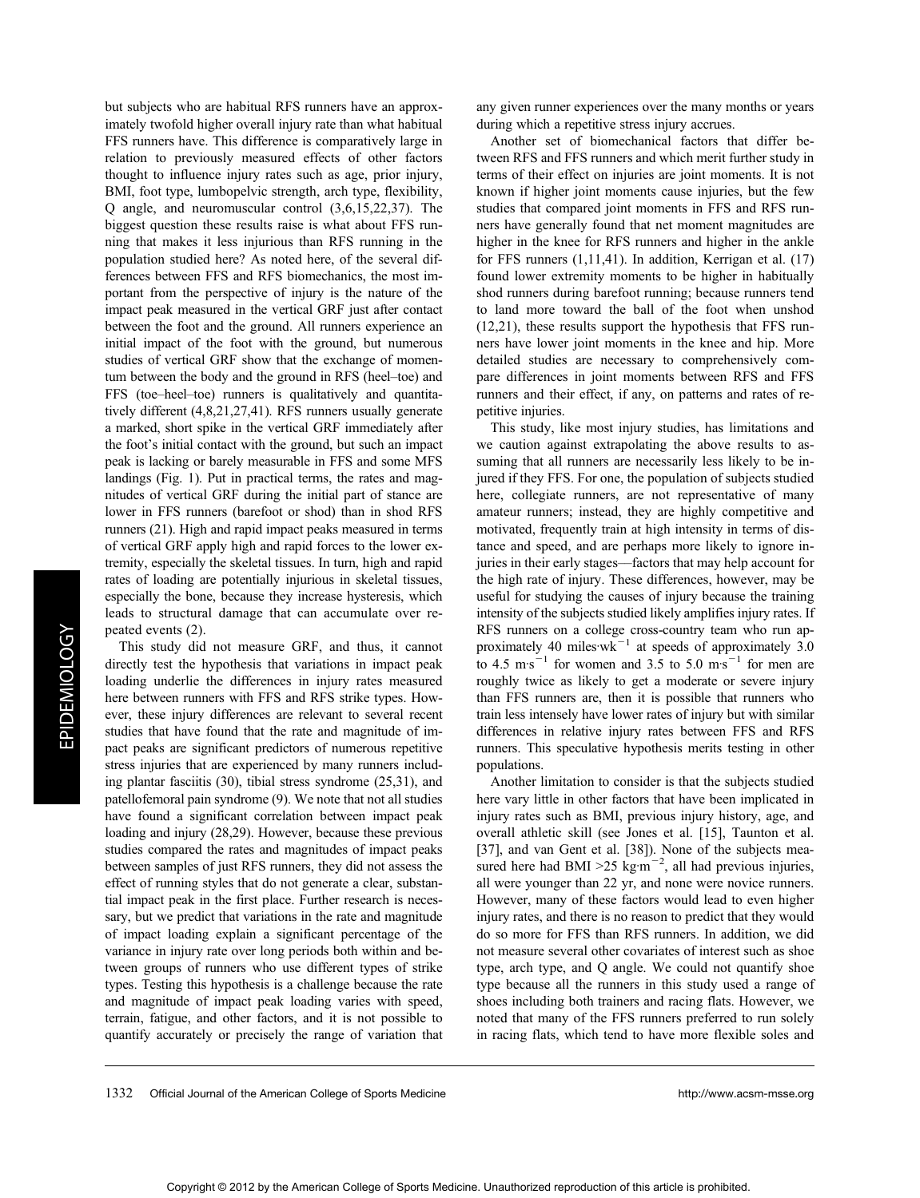but subjects who are habitual RFS runners have an approximately twofold higher overall injury rate than what habitual FFS runners have. This difference is comparatively large in relation to previously measured effects of other factors thought to influence injury rates such as age, prior injury, BMI, foot type, lumbopelvic strength, arch type, flexibility, Q angle, and neuromuscular control (3,6,15,22,37). The biggest question these results raise is what about FFS running that makes it less injurious than RFS running in the population studied here? As noted here, of the several differences between FFS and RFS biomechanics, the most important from the perspective of injury is the nature of the impact peak measured in the vertical GRF just after contact between the foot and the ground. All runners experience an initial impact of the foot with the ground, but numerous studies of vertical GRF show that the exchange of momentum between the body and the ground in RFS (heel–toe) and FFS (toe–heel–toe) runners is qualitatively and quantitatively different (4,8,21,27,41). RFS runners usually generate a marked, short spike in the vertical GRF immediately after the foot's initial contact with the ground, but such an impact peak is lacking or barely measurable in FFS and some MFS landings (Fig. 1). Put in practical terms, the rates and magnitudes of vertical GRF during the initial part of stance are lower in FFS runners (barefoot or shod) than in shod RFS runners (21). High and rapid impact peaks measured in terms of vertical GRF apply high and rapid forces to the lower extremity, especially the skeletal tissues. In turn, high and rapid rates of loading are potentially injurious in skeletal tissues, especially the bone, because they increase hysteresis, which leads to structural damage that can accumulate over repeated events (2).

This study did not measure GRF, and thus, it cannot directly test the hypothesis that variations in impact peak loading underlie the differences in injury rates measured here between runners with FFS and RFS strike types. However, these injury differences are relevant to several recent studies that have found that the rate and magnitude of impact peaks are significant predictors of numerous repetitive stress injuries that are experienced by many runners including plantar fasciitis (30), tibial stress syndrome (25,31), and patellofemoral pain syndrome (9). We note that not all studies have found a significant correlation between impact peak loading and injury (28,29). However, because these previous studies compared the rates and magnitudes of impact peaks between samples of just RFS runners, they did not assess the effect of running styles that do not generate a clear, substantial impact peak in the first place. Further research is necessary, but we predict that variations in the rate and magnitude of impact loading explain a significant percentage of the variance in injury rate over long periods both within and between groups of runners who use different types of strike types. Testing this hypothesis is a challenge because the rate and magnitude of impact peak loading varies with speed, terrain, fatigue, and other factors, and it is not possible to quantify accurately or precisely the range of variation that any given runner experiences over the many months or years during which a repetitive stress injury accrues.

Another set of biomechanical factors that differ between RFS and FFS runners and which merit further study in terms of their effect on injuries are joint moments. It is not known if higher joint moments cause injuries, but the few studies that compared joint moments in FFS and RFS runners have generally found that net moment magnitudes are higher in the knee for RFS runners and higher in the ankle for FFS runners (1,11,41). In addition, Kerrigan et al. (17) found lower extremity moments to be higher in habitually shod runners during barefoot running; because runners tend to land more toward the ball of the foot when unshod (12,21), these results support the hypothesis that FFS runners have lower joint moments in the knee and hip. More detailed studies are necessary to comprehensively compare differences in joint moments between RFS and FFS runners and their effect, if any, on patterns and rates of repetitive injuries.

This study, like most injury studies, has limitations and we caution against extrapolating the above results to assuming that all runners are necessarily less likely to be injured if they FFS. For one, the population of subjects studied here, collegiate runners, are not representative of many amateur runners; instead, they are highly competitive and motivated, frequently train at high intensity in terms of distance and speed, and are perhaps more likely to ignore injuries in their early stages—factors that may help account for the high rate of injury. These differences, however, may be useful for studying the causes of injury because the training intensity of the subjects studied likely amplifies injury rates. If RFS runners on a college cross-country team who run approximately 40 miles·wk$^{-1}$ at speeds of approximately 3.0 to 4.5 m·s$^{-1}$ for women and 3.5 to 5.0 m·s$^{-1}$ for men are roughly twice as likely to get a moderate or severe injury than FFS runners are, then it is possible that runners who train less intensely have lower rates of injury but with similar differences in relative injury rates between FFS and RFS runners. This speculative hypothesis merits testing in other populations.

Another limitation to consider is that the subjects studied here vary little in other factors that have been implicated in injury rates such as BMI, previous injury history, age, and overall athletic skill (see Jones et al. [15], Taunton et al. [37], and van Gent et al. [38]). None of the subjects measured here had BMI >25 kg·m$^{-2}$, all had previous injuries, all were younger than 22 yr, and none were novice runners. However, many of these factors would lead to even higher injury rates, and there is no reason to predict that they would do so more for FFS than RFS runners. In addition, we did not measure several other covariates of interest such as shoe type, arch type, and Q angle. We could not quantify shoe type because all the runners in this study used a range of shoes including both trainers and racing flats. However, we noted that many of the FFS runners preferred to run solely in racing flats, which tend to have more flexible soles and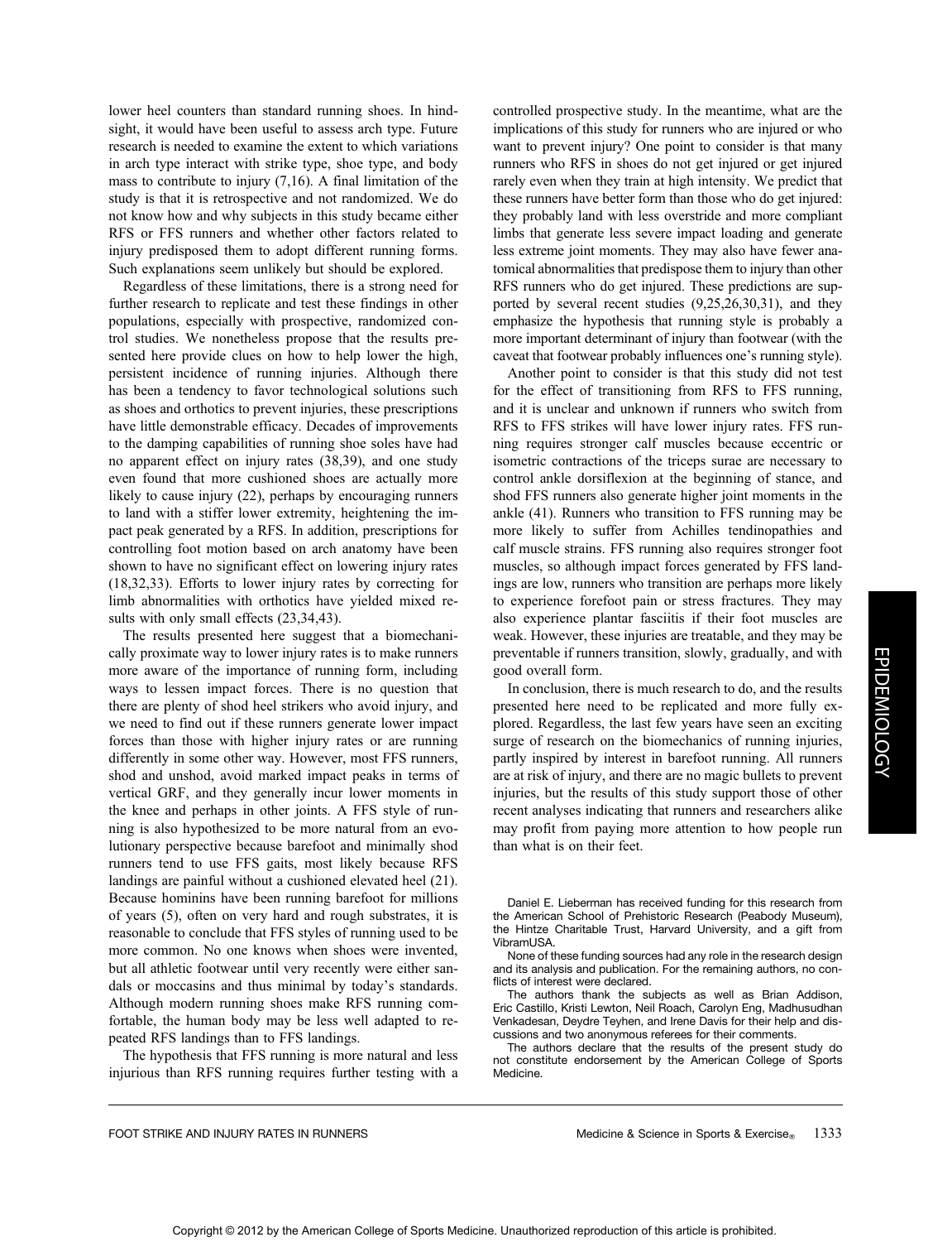lower heel counters than standard running shoes. In hindsight, it would have been useful to assess arch type. Future research is needed to examine the extent to which variations in arch type interact with strike type, shoe type, and body mass to contribute to injury (7,16). A final limitation of the study is that it is retrospective and not randomized. We do not know how and why subjects in this study became either RFS or FFS runners and whether other factors related to injury predisposed them to adopt different running forms. Such explanations seem unlikely but should be explored.

Regardless of these limitations, there is a strong need for further research to replicate and test these findings in other populations, especially with prospective, randomized control studies. We nonetheless propose that the results presented here provide clues on how to help lower the high, persistent incidence of running injuries. Although there has been a tendency to favor technological solutions such as shoes and orthotics to prevent injuries, these prescriptions have little demonstrable efficacy. Decades of improvements to the damping capabilities of running shoe soles have had no apparent effect on injury rates (38,39), and one study even found that more cushioned shoes are actually more likely to cause injury (22), perhaps by encouraging runners to land with a stiffer lower extremity, heightening the impact peak generated by a RFS. In addition, prescriptions for controlling foot motion based on arch anatomy have been shown to have no significant effect on lowering injury rates (18,32,33). Efforts to lower injury rates by correcting for limb abnormalities with orthotics have yielded mixed results with only small effects (23,34,43).

The results presented here suggest that a biomechanically proximate way to lower injury rates is to make runners more aware of the importance of running form, including ways to lessen impact forces. There is no question that there are plenty of shod heel strikers who avoid injury, and we need to find out if these runners generate lower impact forces than those with higher injury rates or are running differently in some other way. However, most FFS runners, shod and unshod, avoid marked impact peaks in terms of vertical GRF, and they generally incur lower moments in the knee and perhaps in other joints. A FFS style of running is also hypothesized to be more natural from an evolutionary perspective because barefoot and minimally shod runners tend to use FFS gaits, most likely because RFS landings are painful without a cushioned elevated heel (21). Because hominins have been running barefoot for millions of years (5), often on very hard and rough substrates, it is reasonable to conclude that FFS styles of running used to be more common. No one knows when shoes were invented, but all athletic footwear until very recently were either sandals or moccasins and thus minimal by today's standards. Although modern running shoes make RFS running comfortable, the human body may be less well adapted to repeated RFS landings than to FFS landings.

The hypothesis that FFS running is more natural and less injurious than RFS running requires further testing with a controlled prospective study. In the meantime, what are the implications of this study for runners who are injured or who want to prevent injury? One point to consider is that many runners who RFS in shoes do not get injured or get injured rarely even when they train at high intensity. We predict that these runners have better form than those who do get injured: they probably land with less overstride and more compliant limbs that generate less severe impact loading and generate less extreme joint moments. They may also have fewer anatomical abnormalities that predispose them to injury than other RFS runners who do get injured. These predictions are supported by several recent studies (9,25,26,30,31), and they emphasize the hypothesis that running style is probably a more important determinant of injury than footwear (with the caveat that footwear probably influences one's running style).

Another point to consider is that this study did not test for the effect of transitioning from RFS to FFS running, and it is unclear and unknown if runners who switch from RFS to FFS strikes will have lower injury rates. FFS running requires stronger calf muscles because eccentric or isometric contractions of the triceps surae are necessary to control ankle dorsiflexion at the beginning of stance, and shod FFS runners also generate higher joint moments in the ankle (41). Runners who transition to FFS running may be more likely to suffer from Achilles tendinopathies and calf muscle strains. FFS running also requires stronger foot muscles, so although impact forces generated by FFS landings are low, runners who transition are perhaps more likely to experience forefoot pain or stress fractures. They may also experience plantar fasciitis if their foot muscles are weak. However, these injuries are treatable, and they may be preventable if runners transition, slowly, gradually, and with good overall form.

In conclusion, there is much research to do, and the results presented here need to be replicated and more fully explored. Regardless, the last few years have seen an exciting surge of research on the biomechanics of running injuries, partly inspired by interest in barefoot running. All runners are at risk of injury, and there are no magic bullets to prevent injuries, but the results of this study support those of other recent analyses indicating that runners and researchers alike may profit from paying more attention to how people run than what is on their feet.

Daniel E. Lieberman has received funding for this research from the American School of Prehistoric Research (Peabody Museum), the Hintze Charitable Trust, Harvard University, and a gift from VibramUSA.

None of these funding sources had any role in the research design and its analysis and publication. For the remaining authors, no conflicts of interest were declared.

The authors thank the subjects as well as Brian Addison, Eric Castillo, Kristi Lewton, Neil Roach, Carolyn Eng, Madhusudhan Venkadesan, Deydre Teyhen, and Irene Davis for their help and discussions and two anonymous referees for their comments.

The authors declare that the results of the present study do not constitute endorsement by the American College of Sports Medicine.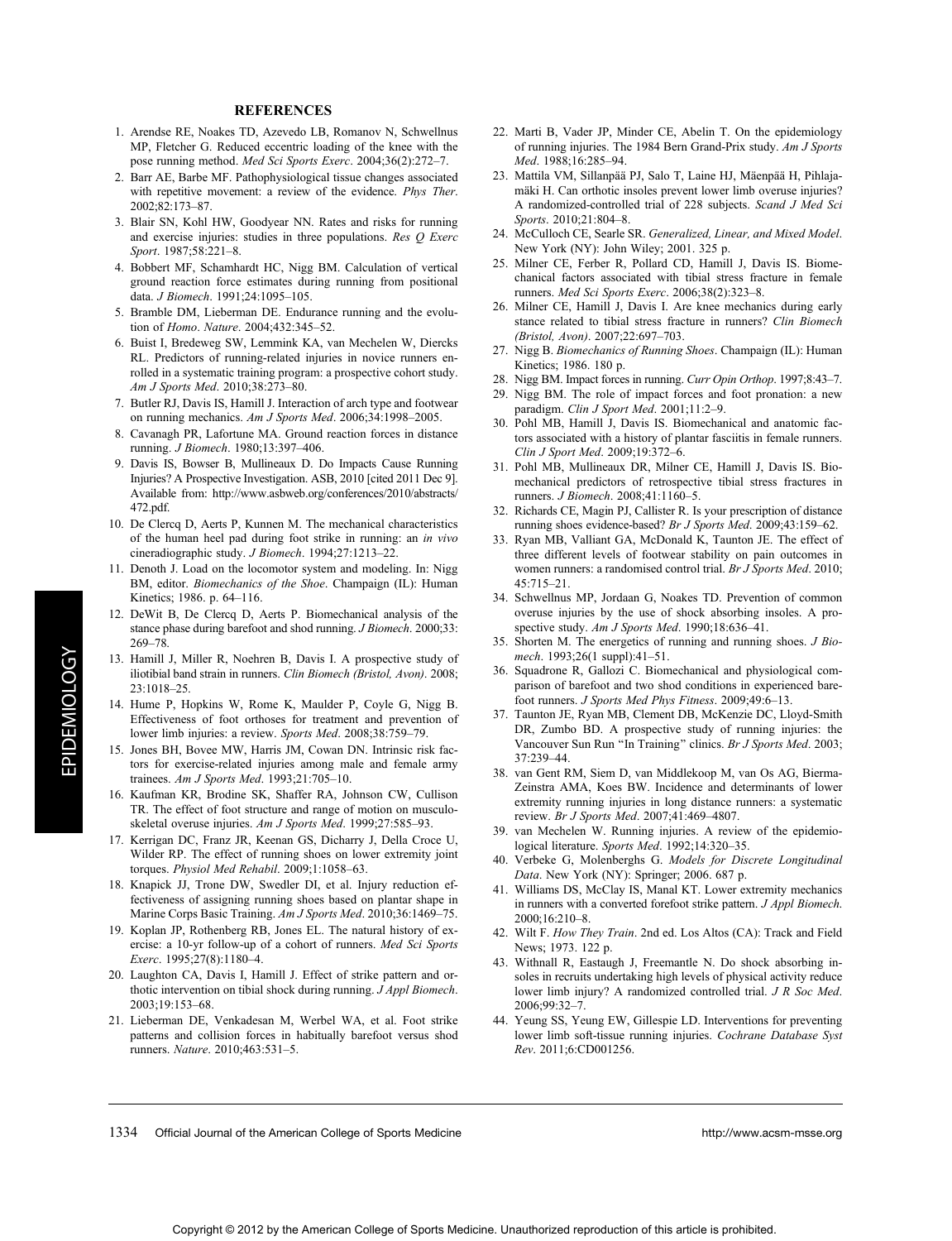## REFERENCES

1. Arendse RE, Noakes TD, Azevedo LB, Romanov N, Schwellnus MP, Fletcher G. Reduced eccentric loading of the knee with the pose running method. *Med Sci Sports Exerc*. 2004;36(2):272–7.
2. Barr AE, Barbe MF. Pathophysiological tissue changes associated with repetitive movement: a review of the evidence. *Phys Ther*. 2002;82:173–87.
3. Blair SN, Kohl HW, Goodyear NN. Rates and risks for running and exercise injuries: studies in three populations. *Res Q Exerc Sport*. 1987;58:221–8.
4. Bobbert MF, Schamhardt HC, Nigg BM. Calculation of vertical ground reaction force estimates during running from positional data. *J Biomech*. 1991;24:1095–105.
5. Bramble DM, Lieberman DE. Endurance running and the evolution of *Homo*. *Nature*. 2004;432:345–52.
6. Buist I, Bredeweg SW, Lemmink KA, van Mechelen W, Diercks RL. Predictors of running-related injuries in novice runners enrolled in a systematic training program: a prospective cohort study. *Am J Sports Med*. 2010;38:273–80.
7. Butler RJ, Davis IS, Hamill J. Interaction of arch type and footwear on running mechanics. *Am J Sports Med*. 2006;34:1998–2005.
8. Cavanagh PR, Lafortune MA. Ground reaction forces in distance running. *J Biomech*. 1980;13:397–406.
9. Davis IS, Bowser B, Mullineaux D. Do Impacts Cause Running Injuries? A Prospective Investigation. ASB, 2010 [cited 2011 Dec 9]. Available from: http://www.asbweb.org/conferences/2010/abstracts/472.pdf.
10. De Clercq D, Aerts P, Kunnen M. The mechanical characteristics of the human heel pad during foot strike in running: an *in vivo* cineradiographic study. *J Biomech*. 1994;27:1213–22.
11. Denoth J. Load on the locomotor system and modeling. In: Nigg BM, editor. *Biomechanics of the Shoe*. Champaign (IL): Human Kinetics; 1986. p. 64–116.
12. DeWit B, De Clercq D, Aerts P. Biomechanical analysis of the stance phase during barefoot and shod running. *J Biomech*. 2000;33:269–78.
13. Hamill J, Miller R, Noehren B, Davis I. A prospective study of iliotibial band strain in runners. *Clin Biomech (Bristol, Avon)*. 2008;23:1018–25.
14. Hume P, Hopkins W, Rome K, Maulder P, Coyle G, Nigg B. Effectiveness of foot orthoses for treatment and prevention of lower limb injuries: a review. *Sports Med*. 2008;38:759–79.
15. Jones BH, Bovee MW, Harris JM, Cowan DN. Intrinsic risk factors for exercise-related injuries among male and female army trainees. *Am J Sports Med*. 1993;21:705–10.
16. Kaufman KR, Brodine SK, Shaffer RA, Johnson CW, Cullison TR. The effect of foot structure and range of motion on musculoskeletal overuse injuries. *Am J Sports Med*. 1999;27:585–93.
17. Kerrigan DC, Franz JR, Keenan GS, Dicharry J, Della Croce U, Wilder RP. The effect of running shoes on lower extremity joint torques. *Physiol Med Rehabil*. 2009;1:1058–63.
18. Knapick JJ, Trone DW, Swedler DI, et al. Injury reduction effectiveness of assigning running shoes based on plantar shape in Marine Corps Basic Training. *Am J Sports Med*. 2010;36:1469–75.
19. Koplan JP, Rothenberg RB, Jones EL. The natural history of exercise: a 10-yr follow-up of a cohort of runners. *Med Sci Sports Exerc*. 1995;27(8):1180–4.
20. Laughton CA, Davis I, Hamill J. Effect of strike pattern and orthotic intervention on tibial shock during running. *J Appl Biomech*. 2003;19:153–68.
21. Lieberman DE, Venkadesan M, Werbel WA, et al. Foot strike patterns and collision forces in habitually barefoot versus shod runners. *Nature*. 2010;463:531–5.
22. Marti B, Vader JP, Minder CE, Abelin T. On the epidemiology of running injuries. The 1984 Bern Grand-Prix study. *Am J Sports Med*. 1988;16:285–94.
23. Mattila VM, Sillanpää PJ, Salo T, Laine HJ, Mäenpää H, Pihlajamäki H. Can orthotic insoles prevent lower limb overuse injuries? A randomized-controlled trial of 228 subjects. *Scand J Med Sci Sports*. 2010;21:804–8.
24. McCulloch CE, Searle SR. *Generalized, Linear, and Mixed Model*. New York (NY): John Wiley; 2001. 325 p.
25. Milner CE, Ferber R, Pollard CD, Hamill J, Davis IS. Biomechanical factors associated with tibial stress fracture in female runners. *Med Sci Sports Exerc*. 2006;38(2):323–8.
26. Milner CE, Hamill J, Davis I. Are knee mechanics during early stance related to tibial stress fracture in runners? *Clin Biomech (Bristol, Avon)*. 2007;22:697–703.
27. Nigg B. *Biomechanics of Running Shoes*. Champaign (IL): Human Kinetics; 1986. 180 p.
28. Nigg BM. Impact forces in running. *Curr Opin Orthop*. 1997;8:43–7.
29. Nigg BM. The role of impact forces and foot pronation: a new paradigm. *Clin J Sport Med*. 2001;11:2–9.
30. Pohl MB, Hamill J, Davis IS. Biomechanical and anatomic factors associated with a history of plantar fasciitis in female runners. *Clin J Sport Med*. 2009;19:372–6.
31. Pohl MB, Mullineaux DR, Milner CE, Hamill J, Davis IS. Biomechanical predictors of retrospective tibial stress fractures in runners. *J Biomech*. 2008;41:1160–5.
32. Richards CE, Magin PJ, Callister R. Is your prescription of distance running shoes evidence-based? *Br J Sports Med*. 2009;43:159–62.
33. Ryan MB, Valliant GA, McDonald K, Taunton JE. The effect of three different levels of footwear stability on pain outcomes in women runners: a randomised control trial. *Br J Sports Med*. 2010;45:715–21.
34. Schwellnus MP, Jordaan G, Noakes TD. Prevention of common overuse injuries by the use of shock absorbing insoles. A prospective study. *Am J Sports Med*. 1990;18:636–41.
35. Shorten M. The energetics of running and running shoes. *J Biomech*. 1993;26(1 suppl):41–51.
36. Squadrone R, Gallozi C. Biomechanical and physiological comparison of barefoot and two shod conditions in experienced barefoot runners. *J Sports Med Phys Fitness*. 2009;49:6–13.
37. Taunton JE, Ryan MB, Clement DB, McKenzie DC, Lloyd-Smith DR, Zumbo BD. A prospective study of running injuries: the Vancouver Sun Run "In Training" clinics. *Br J Sports Med*. 2003;37:239–44.
38. van Gent RM, Siem D, van Middlekoop M, van Os AG, Bierma-Zeinstra AMA, Koes BW. Incidence and determinants of lower extremity running injuries in long distance runners: a systematic review. *Br J Sports Med*. 2007;41:469–4807.
39. van Mechelen W. Running injuries. A review of the epidemiological literature. *Sports Med*. 1992;14:320–35.
40. Verbeke G, Molenberghs G. *Models for Discrete Longitudinal Data*. New York (NY): Springer; 2006. 687 p.
41. Williams DS, McClay IS, Manal KT. Lower extremity mechanics in runners with a converted forefoot strike pattern. *J Appl Biomech*. 2000;16:210–8.
42. Wilt F. *How They Train*. 2nd ed. Los Altos (CA): Track and Field News; 1973. 122 p.
43. Withnall R, Eastaugh J, Freemantle N. Do shock absorbing insoles in recruits undertaking high levels of physical activity reduce lower limb injury? A randomized controlled trial. *J R Soc Med*. 2006;99:32–7.
44. Yeung SS, Yeung EW, Gillespie LD. Interventions for preventing lower limb soft-tissue running injuries. *Cochrane Database Syst Rev*. 2011;6:CD001256.